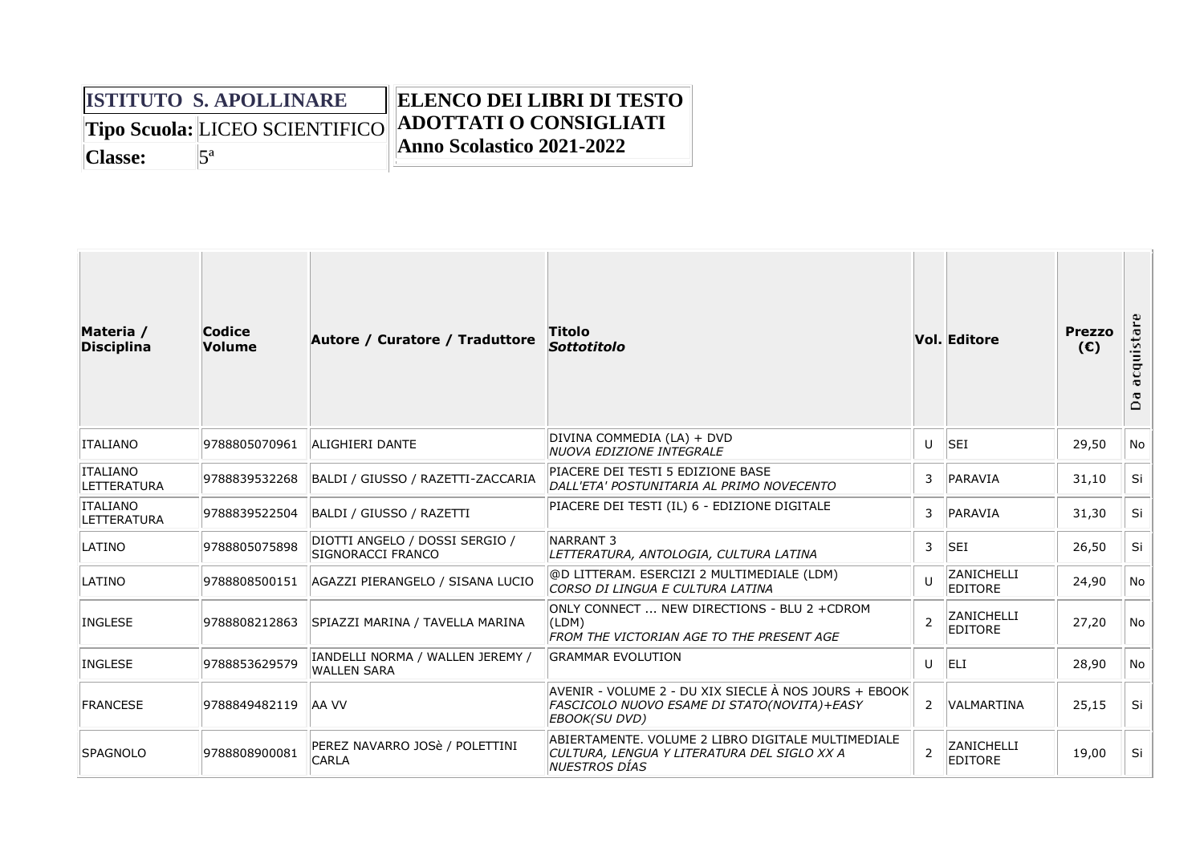| ISTITUTO S. APOLLINARE | |
|---|---|
| **Tipo Scuola:** | LICEO SCIENTIFICO |
| **Classe:** | 5ª |

**ELENCO DEI LIBRI DI TESTO ADOTTATI O CONSIGLIATI**
**Anno Scolastico 2021-2022**

| Materia / Disciplina | Codice Volume | Autore / Curatore / Traduttore | Titolo *Sottotitolo* | Vol. | Editore | Prezzo (€) | Da acquistare |
|---|---|---|---|---|---|---|---|
| ITALIANO | 9788805070961 | ALIGHIERI DANTE | DIVINA COMMEDIA (LA) + DVD *NUOVA EDIZIONE INTEGRALE* | U | SEI | 29,50 | No |
| ITALIANO LETTERATURA | 9788839532268 | BALDI / GIUSSO / RAZETTI-ZACCARIA | PIACERE DEI TESTI 5 EDIZIONE BASE *DALL'ETA' POSTUNITARIA AL PRIMO NOVECENTO* | 3 | PARAVIA | 31,10 | Si |
| ITALIANO LETTERATURA | 9788839522504 | BALDI / GIUSSO / RAZETTI | PIACERE DEI TESTI (IL) 6 - EDIZIONE DIGITALE | 3 | PARAVIA | 31,30 | Si |
| LATINO | 9788805075898 | DIOTTI ANGELO / DOSSI SERGIO / SIGNORACCI FRANCO | NARRANT 3 *LETTERATURA, ANTOLOGIA, CULTURA LATINA* | 3 | SEI | 26,50 | Si |
| LATINO | 9788808500151 | AGAZZI PIERANGELO / SISANA LUCIO | @D LITTERAM. ESERCIZI 2 MULTIMEDIALE (LDM) *CORSO DI LINGUA E CULTURA LATINA* | U | ZANICHELLI EDITORE | 24,90 | No |
| INGLESE | 9788808212863 | SPIAZZI MARINA / TAVELLA MARINA | ONLY CONNECT ... NEW DIRECTIONS - BLU 2 +CDROM (LDM) *FROM THE VICTORIAN AGE TO THE PRESENT AGE* | 2 | ZANICHELLI EDITORE | 27,20 | No |
| INGLESE | 9788853629579 | IANDELLI NORMA / WALLEN JEREMY / WALLEN SARA | GRAMMAR EVOLUTION | U | ELI | 28,90 | No |
| FRANCESE | 9788849482119 | AA VV | AVENIR - VOLUME 2 - DU XIX SIECLE À NOS JOURS + EBOOK *FASCICOLO NUOVO ESAME DI STATO(NOVITA)+EASY EBOOK(SU DVD)* | 2 | VALMARTINA | 25,15 | Si |
| SPAGNOLO | 9788808900081 | PEREZ NAVARRO JOSè / POLETTINI CARLA | ABIERTAMENTE. VOLUME 2 LIBRO DIGITALE MULTIMEDIALE *CULTURA, LENGUA Y LITERATURA DEL SIGLO XX A NUESTROS DÍAS* | 2 | ZANICHELLI EDITORE | 19,00 | Si |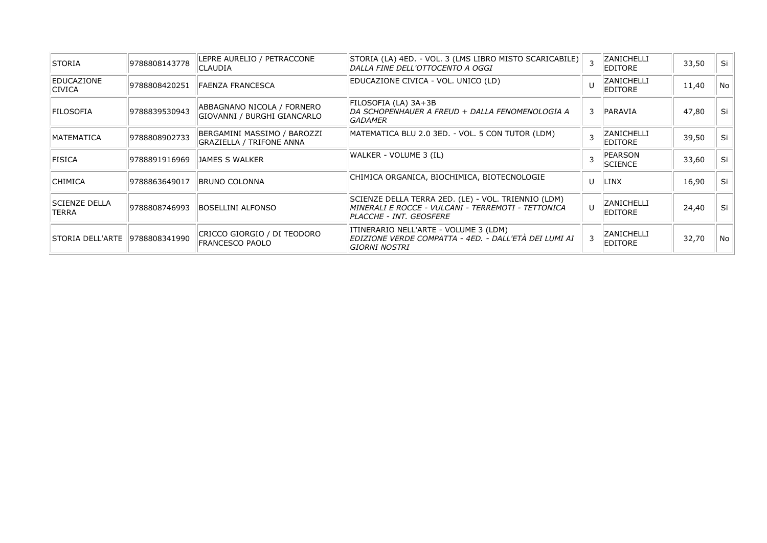| | | | | | | | |
|---|---|---|---|---|---|---|---|
| STORIA | 9788808143778 | LEPRE AURELIO / PETRACCONE CLAUDIA | STORIA (LA) 4ED. - VOL. 3 (LMS LIBRO MISTO SCARICABILE) *DALLA FINE DELL'OTTOCENTO A OGGI* | 3 | ZANICHELLI EDITORE | 33,50 | Si |
| EDUCAZIONE CIVICA | 9788808420251 | FAENZA FRANCESCA | EDUCAZIONE CIVICA - VOL. UNICO (LD) | U | ZANICHELLI EDITORE | 11,40 | No |
| FILOSOFIA | 9788839530943 | ABBAGNANO NICOLA / FORNERO GIOVANNI / BURGHI GIANCARLO | FILOSOFIA (LA) 3A+3B *DA SCHOPENHAUER A FREUD + DALLA FENOMENOLOGIA A GADAMER* | 3 | PARAVIA | 47,80 | Si |
| MATEMATICA | 9788808902733 | BERGAMINI MASSIMO / BAROZZI GRAZIELLA / TRIFONE ANNA | MATEMATICA BLU 2.0 3ED. - VOL. 5 CON TUTOR (LDM) | 3 | ZANICHELLI EDITORE | 39,50 | Si |
| FISICA | 9788891916969 | JAMES S WALKER | WALKER - VOLUME 3 (IL) | 3 | PEARSON SCIENCE | 33,60 | Si |
| CHIMICA | 9788863649017 | BRUNO COLONNA | CHIMICA ORGANICA, BIOCHIMICA, BIOTECNOLOGIE | U | LINX | 16,90 | Si |
| SCIENZE DELLA TERRA | 9788808746993 | BOSELLINI ALFONSO | SCIENZE DELLA TERRA 2ED. (LE) - VOL. TRIENNIO (LDM) *MINERALI E ROCCE - VULCANI - TERREMOTI - TETTONICA PLACCHE - INT. GEOSFERE* | U | ZANICHELLI EDITORE | 24,40 | Si |
| STORIA DELL'ARTE | 9788808341990 | CRICCO GIORGIO / DI TEODORO FRANCESCO PAOLO | ITINERARIO NELL'ARTE - VOLUME 3 (LDM) *EDIZIONE VERDE COMPATTA - 4ED. - DALL'ETÀ DEI LUMI AI GIORNI NOSTRI* | 3 | ZANICHELLI EDITORE | 32,70 | No |